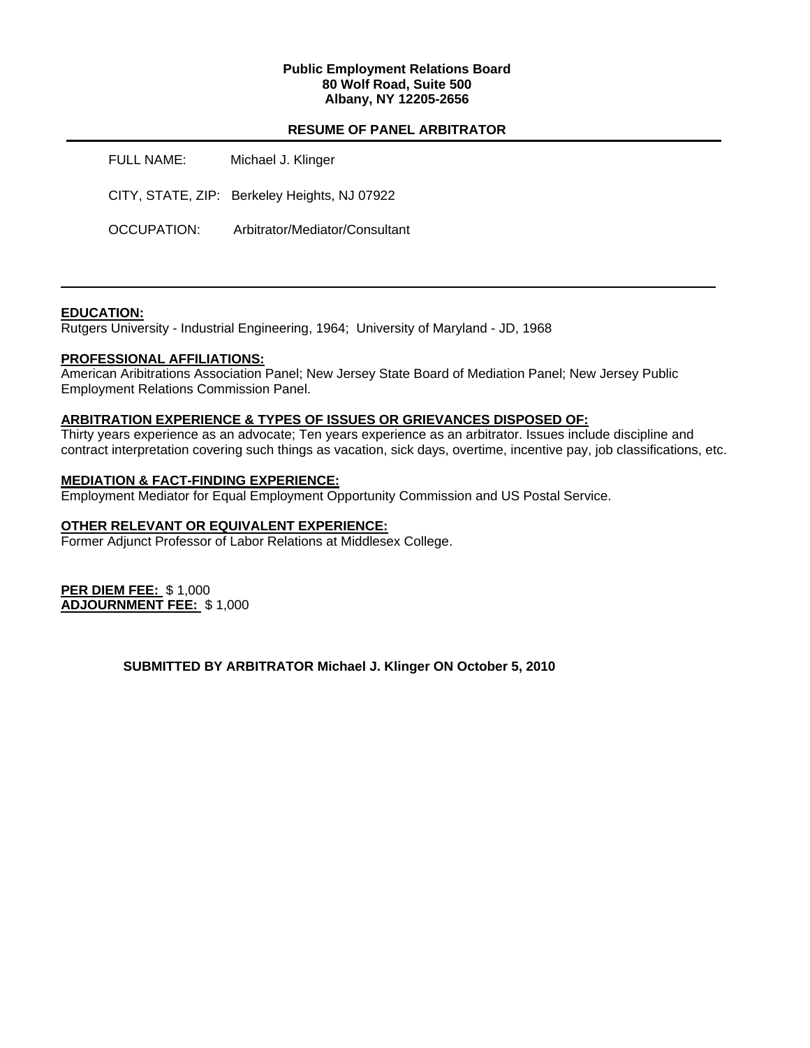**Public Employment Relations Board**
**80 Wolf Road, Suite 500**
**Albany, NY 12205-2656**

## RESUME OF PANEL ARBITRATOR

FULL NAME: Michael J. Klinger

CITY, STATE, ZIP: Berkeley Heights, NJ 07922

OCCUPATION: Arbitrator/Mediator/Consultant

---

**EDUCATION:**
Rutgers University - Industrial Engineering, 1964; University of Maryland - JD, 1968

**PROFESSIONAL AFFILIATIONS:**
American Aribitrations Association Panel; New Jersey State Board of Mediation Panel; New Jersey Public Employment Relations Commission Panel.

**ARBITRATION EXPERIENCE & TYPES OF ISSUES OR GRIEVANCES DISPOSED OF:**
Thirty years experience as an advocate; Ten years experience as an arbitrator. Issues include discipline and contract interpretation covering such things as vacation, sick days, overtime, incentive pay, job classifications, etc.

**MEDIATION & FACT-FINDING EXPERIENCE:**
Employment Mediator for Equal Employment Opportunity Commission and US Postal Service.

**OTHER RELEVANT OR EQUIVALENT EXPERIENCE:**
Former Adjunct Professor of Labor Relations at Middlesex College.

**PER DIEM FEE:** $ 1,000
**ADJOURNMENT FEE:** $ 1,000

**SUBMITTED BY ARBITRATOR Michael J. Klinger ON October 5, 2010**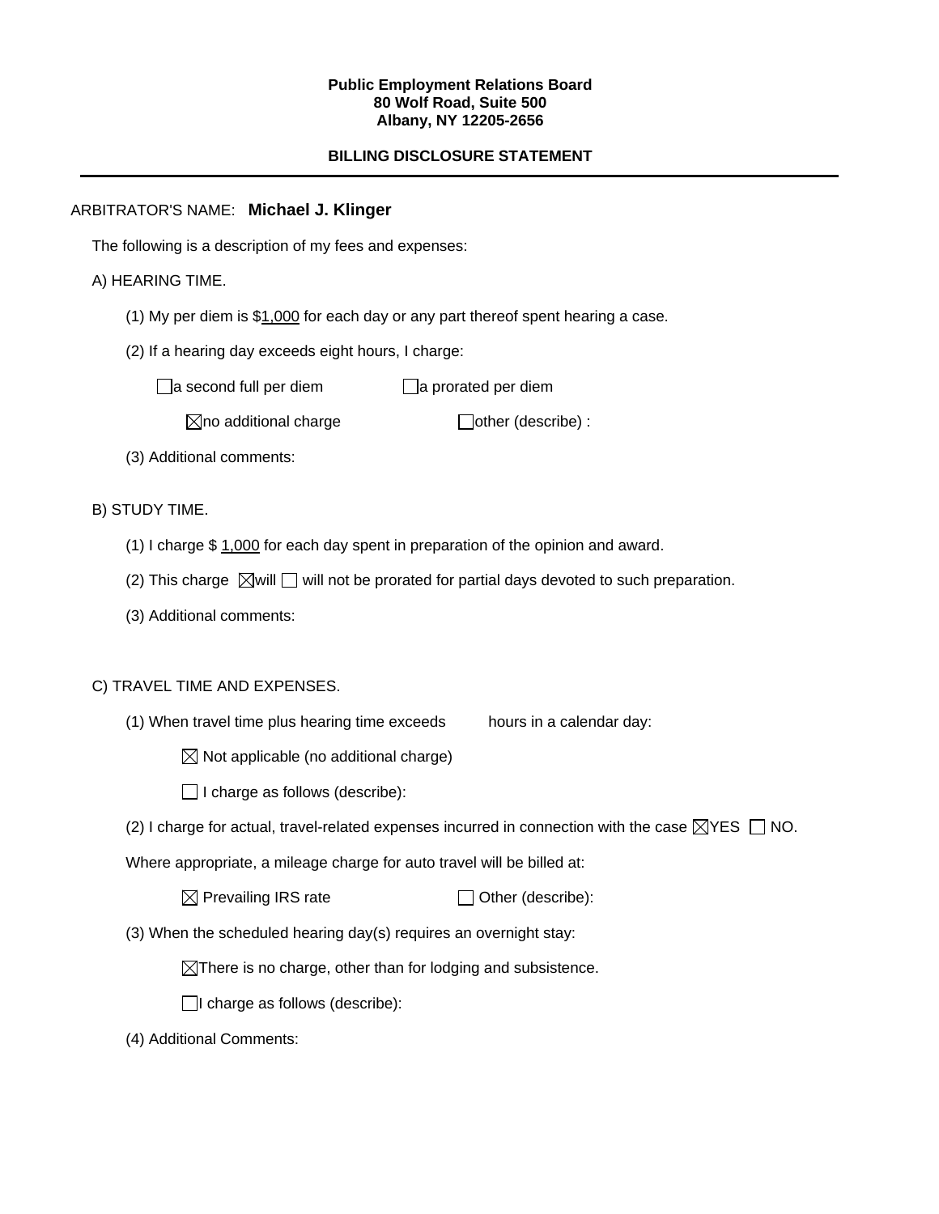**Public Employment Relations Board**
**80 Wolf Road, Suite 500**
**Albany, NY 12205-2656**

**BILLING DISCLOSURE STATEMENT**

---

ARBITRATOR'S NAME: **Michael J. Klinger**

The following is a description of my fees and expenses:

A) HEARING TIME.

(1) My per diem is $1,000 for each day or any part thereof spent hearing a case.

(2) If a hearing day exceeds eight hours, I charge:

☐ a second full per diem ☐ a prorated per diem

☒ no additional charge ☐ other (describe) :

(3) Additional comments:

B) STUDY TIME.

(1) I charge $ 1,000 for each day spent in preparation of the opinion and award.

(2) This charge ☒ will ☐ will not be prorated for partial days devoted to such preparation.

(3) Additional comments:

C) TRAVEL TIME AND EXPENSES.

(1) When travel time plus hearing time exceeds hours in a calendar day:

☒ Not applicable (no additional charge)

☐ I charge as follows (describe):

(2) I charge for actual, travel-related expenses incurred in connection with the case ☒ YES ☐ NO.

Where appropriate, a mileage charge for auto travel will be billed at:

☒ Prevailing IRS rate ☐ Other (describe):

(3) When the scheduled hearing day(s) requires an overnight stay:

☒ There is no charge, other than for lodging and subsistence.

☐ I charge as follows (describe):

(4) Additional Comments: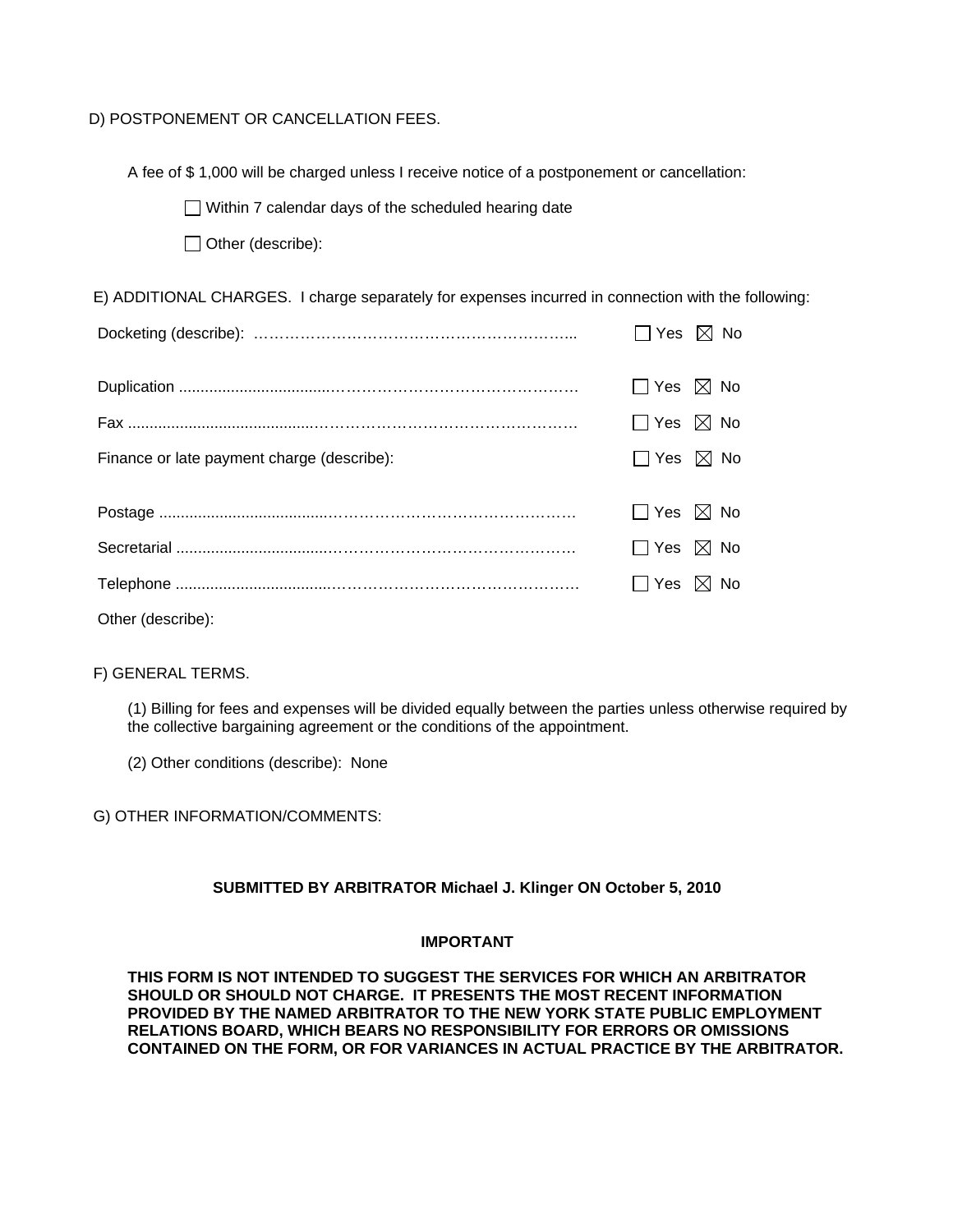D) POSTPONEMENT OR CANCELLATION FEES.

A fee of $ 1,000 will be charged unless I receive notice of a postponement or cancellation:

☐ Within 7 calendar days of the scheduled hearing date

☐ Other (describe):

E) ADDITIONAL CHARGES. I charge separately for expenses incurred in connection with the following:

| | |
|---|---|
| Docketing (describe): | ☐ Yes ☒ No |
| Duplication | ☐ Yes ☒ No |
| Fax | ☐ Yes ☒ No |
| Finance or late payment charge (describe): | ☐ Yes ☒ No |
| Postage | ☐ Yes ☒ No |
| Secretarial | ☐ Yes ☒ No |
| Telephone | ☐ Yes ☒ No |

Other (describe):

F) GENERAL TERMS.

(1) Billing for fees and expenses will be divided equally between the parties unless otherwise required by the collective bargaining agreement or the conditions of the appointment.

(2) Other conditions (describe): None

G) OTHER INFORMATION/COMMENTS:

**SUBMITTED BY ARBITRATOR Michael J. Klinger ON October 5, 2010**

**IMPORTANT**

**THIS FORM IS NOT INTENDED TO SUGGEST THE SERVICES FOR WHICH AN ARBITRATOR SHOULD OR SHOULD NOT CHARGE. IT PRESENTS THE MOST RECENT INFORMATION PROVIDED BY THE NAMED ARBITRATOR TO THE NEW YORK STATE PUBLIC EMPLOYMENT RELATIONS BOARD, WHICH BEARS NO RESPONSIBILITY FOR ERRORS OR OMISSIONS CONTAINED ON THE FORM, OR FOR VARIANCES IN ACTUAL PRACTICE BY THE ARBITRATOR.**